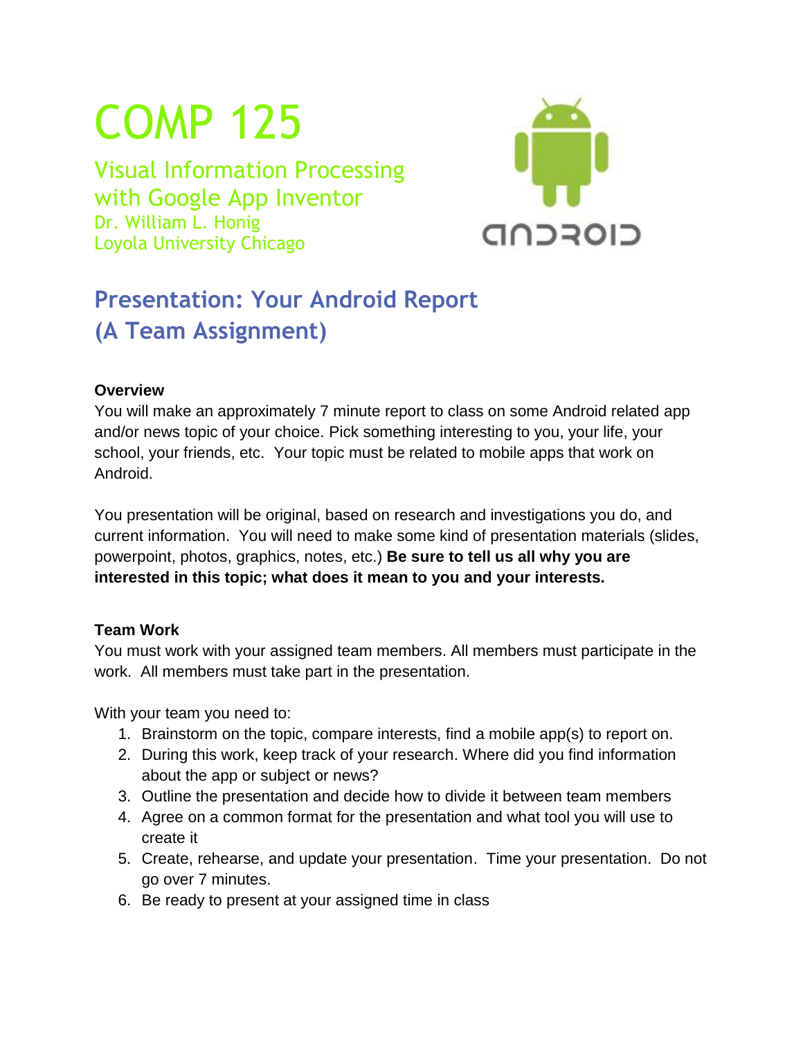# COMP 125

## Visual Information Processing with Google App Inventor

Dr. William L. Honig
Loyola University Chicago

## Presentation: Your Android Report (A Team Assignment)

**Overview**

You will make an approximately 7 minute report to class on some Android related app and/or news topic of your choice. Pick something interesting to you, your life, your school, your friends, etc. Your topic must be related to mobile apps that work on Android.

You presentation will be original, based on research and investigations you do, and current information. You will need to make some kind of presentation materials (slides, powerpoint, photos, graphics, notes, etc.) **Be sure to tell us all why you are interested in this topic; what does it mean to you and your interests.**

**Team Work**

You must work with your assigned team members. All members must participate in the work. All members must take part in the presentation.

With your team you need to:

1. Brainstorm on the topic, compare interests, find a mobile app(s) to report on.
2. During this work, keep track of your research. Where did you find information about the app or subject or news?
3. Outline the presentation and decide how to divide it between team members
4. Agree on a common format for the presentation and what tool you will use to create it
5. Create, rehearse, and update your presentation. Time your presentation. Do not go over 7 minutes.
6. Be ready to present at your assigned time in class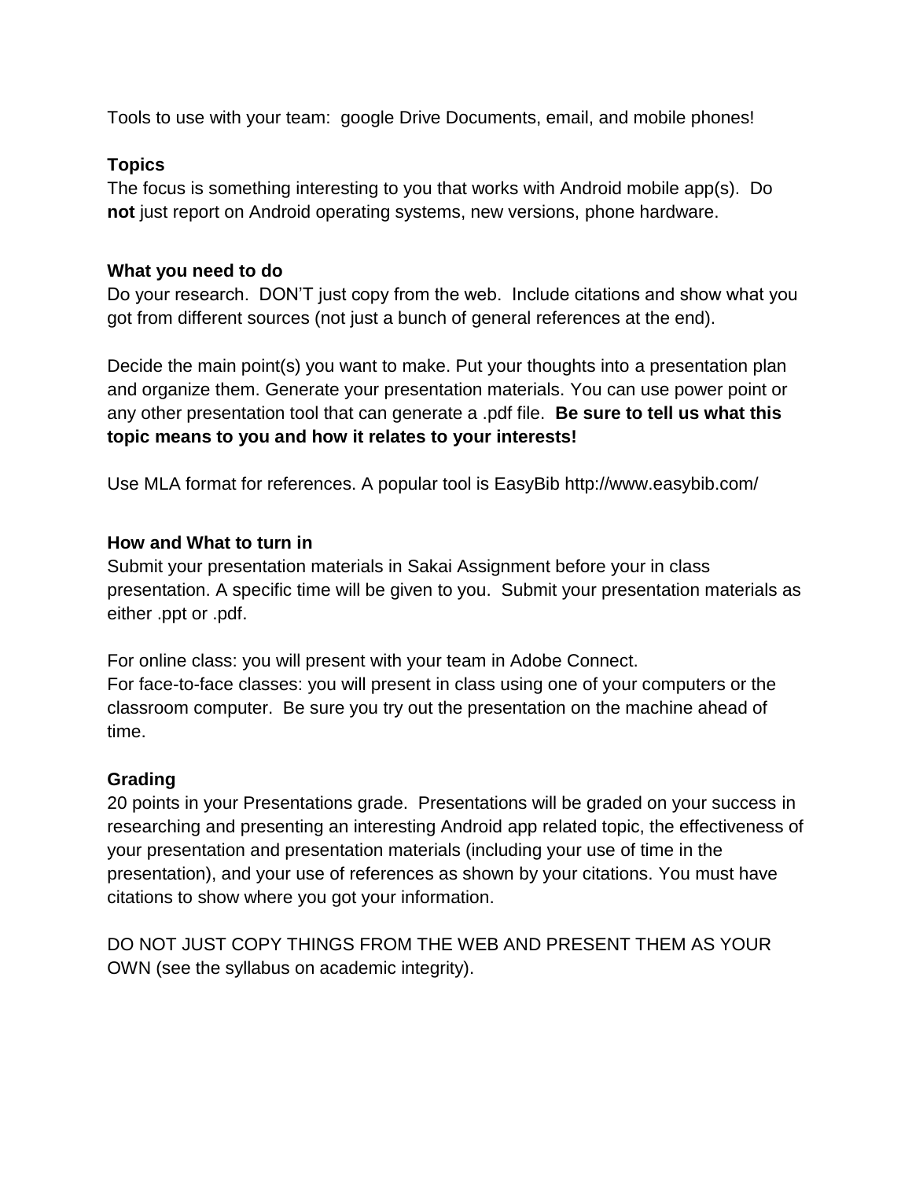Tools to use with your team: google Drive Documents, email, and mobile phones!

### Topics

The focus is something interesting to you that works with Android mobile app(s). Do **not** just report on Android operating systems, new versions, phone hardware.

### What you need to do

Do your research. DON'T just copy from the web. Include citations and show what you got from different sources (not just a bunch of general references at the end).

Decide the main point(s) you want to make. Put your thoughts into a presentation plan and organize them. Generate your presentation materials. You can use power point or any other presentation tool that can generate a .pdf file. **Be sure to tell us what this topic means to you and how it relates to your interests!**

Use MLA format for references. A popular tool is EasyBib http://www.easybib.com/

### How and What to turn in

Submit your presentation materials in Sakai Assignment before your in class presentation. A specific time will be given to you. Submit your presentation materials as either .ppt or .pdf.

For online class: you will present with your team in Adobe Connect.
For face-to-face classes: you will present in class using one of your computers or the classroom computer. Be sure you try out the presentation on the machine ahead of time.

### Grading

20 points in your Presentations grade. Presentations will be graded on your success in researching and presenting an interesting Android app related topic, the effectiveness of your presentation and presentation materials (including your use of time in the presentation), and your use of references as shown by your citations. You must have citations to show where you got your information.

DO NOT JUST COPY THINGS FROM THE WEB AND PRESENT THEM AS YOUR OWN (see the syllabus on academic integrity).